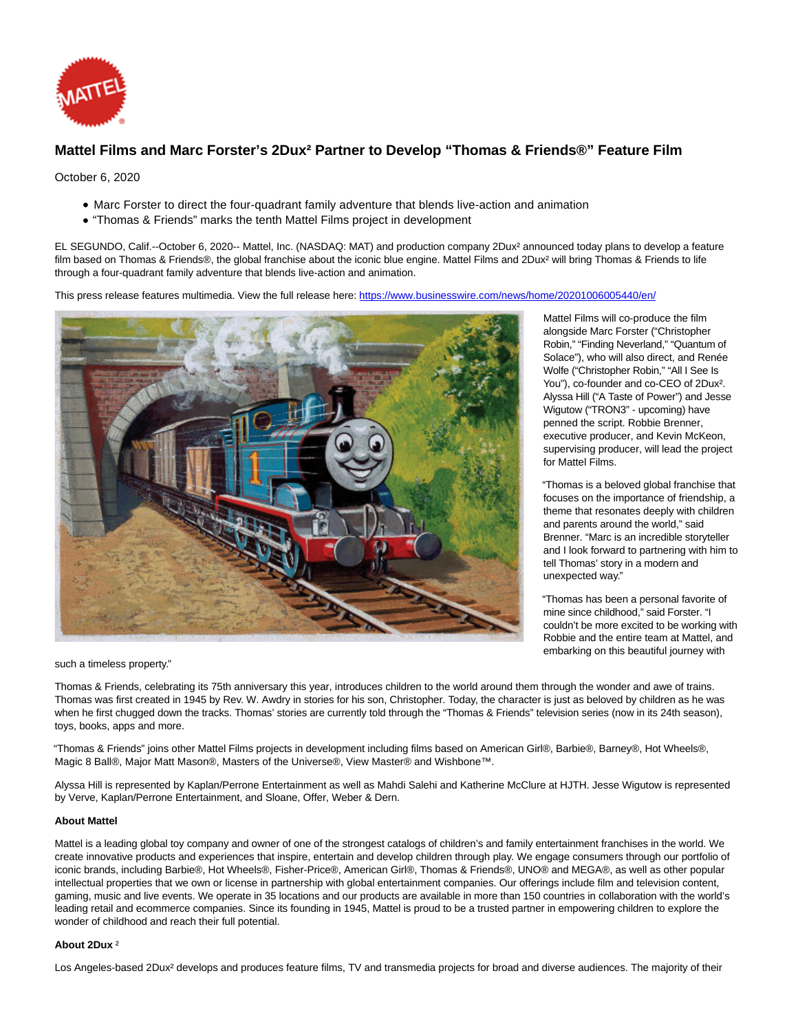# Mattel Films and Marc Forster's 2Dux² Partner to Develop "Thomas & Friends®" Feature Film

October 6, 2020

- Marc Forster to direct the four-quadrant family adventure that blends live-action and animation
- "Thomas & Friends" marks the tenth Mattel Films project in development

EL SEGUNDO, Calif.--October 6, 2020-- Mattel, Inc. (NASDAQ: MAT) and production company 2Dux² announced today plans to develop a feature film based on Thomas & Friends®, the global franchise about the iconic blue engine. Mattel Films and 2Dux² will bring Thomas & Friends to life through a four-quadrant family adventure that blends live-action and animation.

This press release features multimedia. View the full release here: https://www.businesswire.com/news/home/20201006005440/en/

Mattel Films will co-produce the film alongside Marc Forster ("Christopher Robin," "Finding Neverland," "Quantum of Solace"), who will also direct, and Renée Wolfe ("Christopher Robin," "All I See Is You"), co-founder and co-CEO of 2Dux². Alyssa Hill ("A Taste of Power") and Jesse Wigutow ("TRON3" - upcoming) have penned the script. Robbie Brenner, executive producer, and Kevin McKeon, supervising producer, will lead the project for Mattel Films.

"Thomas is a beloved global franchise that focuses on the importance of friendship, a theme that resonates deeply with children and parents around the world," said Brenner. "Marc is an incredible storyteller and I look forward to partnering with him to tell Thomas' story in a modern and unexpected way."

"Thomas has been a personal favorite of mine since childhood," said Forster. "I couldn't be more excited to be working with Robbie and the entire team at Mattel, and embarking on this beautiful journey with such a timeless property."

Thomas & Friends, celebrating its 75th anniversary this year, introduces children to the world around them through the wonder and awe of trains. Thomas was first created in 1945 by Rev. W. Awdry in stories for his son, Christopher. Today, the character is just as beloved by children as he was when he first chugged down the tracks. Thomas' stories are currently told through the "Thomas & Friends" television series (now in its 24th season), toys, books, apps and more.

"Thomas & Friends" joins other Mattel Films projects in development including films based on American Girl®, Barbie®, Barney®, Hot Wheels®, Magic 8 Ball®, Major Matt Mason®, Masters of the Universe®, View Master® and Wishbone™.

Alyssa Hill is represented by Kaplan/Perrone Entertainment as well as Mahdi Salehi and Katherine McClure at HJTH. Jesse Wigutow is represented by Verve, Kaplan/Perrone Entertainment, and Sloane, Offer, Weber & Dern.

**About Mattel**

Mattel is a leading global toy company and owner of one of the strongest catalogs of children's and family entertainment franchises in the world. We create innovative products and experiences that inspire, entertain and develop children through play. We engage consumers through our portfolio of iconic brands, including Barbie®, Hot Wheels®, Fisher-Price®, American Girl®, Thomas & Friends®, UNO® and MEGA®, as well as other popular intellectual properties that we own or license in partnership with global entertainment companies. Our offerings include film and television content, gaming, music and live events. We operate in 35 locations and our products are available in more than 150 countries in collaboration with the world's leading retail and ecommerce companies. Since its founding in 1945, Mattel is proud to be a trusted partner in empowering children to explore the wonder of childhood and reach their full potential.

**About 2Dux²**

Los Angeles-based 2Dux² develops and produces feature films, TV and transmedia projects for broad and diverse audiences. The majority of their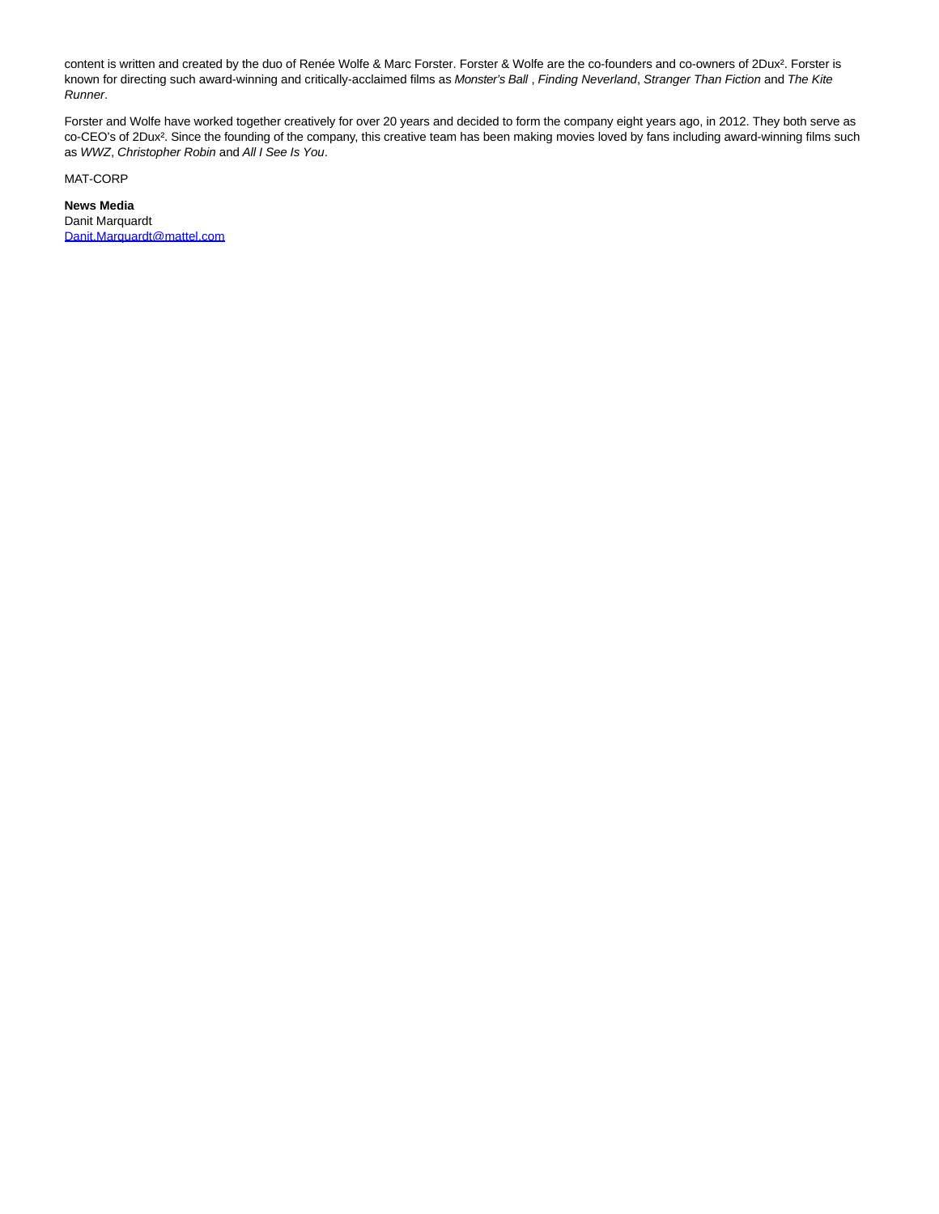content is written and created by the duo of Renée Wolfe & Marc Forster. Forster & Wolfe are the co-founders and co-owners of 2Dux². Forster is known for directing such award-winning and critically-acclaimed films as *Monster's Ball* , *Finding Neverland*, *Stranger Than Fiction* and *The Kite Runner*.

Forster and Wolfe have worked together creatively for over 20 years and decided to form the company eight years ago, in 2012. They both serve as co-CEO's of 2Dux². Since the founding of the company, this creative team has been making movies loved by fans including award-winning films such as *WWZ*, *Christopher Robin* and *All I See Is You*.

MAT-CORP

**News Media**
Danit Marquardt
Danit.Marquardt@mattel.com